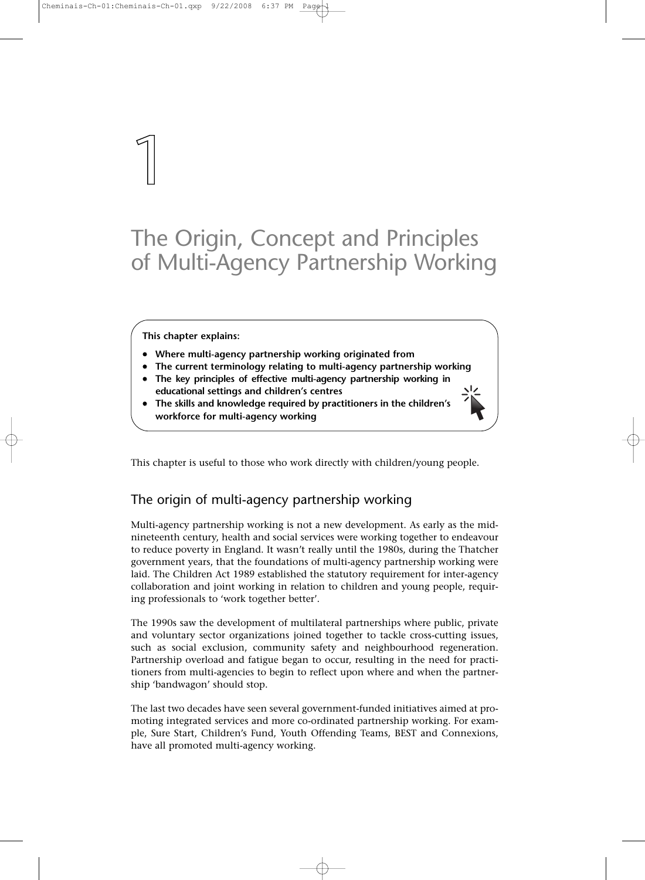# 1

# The Origin, Concept and Principles of Multi-Agency Partnership Working

**This chapter explains:**

- **Where multi-agency partnership working originated from**
- **The current terminology relating to multi-agency partnership working**
- **The key principles of effective multi-agency partnership working in educational settings and children's centres**
- **The skills and knowledge required by practitioners in the children's workforce for multi-agency working**

This chapter is useful to those who work directly with children/young people.

## The origin of multi-agency partnership working

Multi-agency partnership working is not a new development. As early as the mid-nineteenth century, health and social services were working together to endeavour to reduce poverty in England. It wasn't really until the 1980s, during the Thatcher government years, that the foundations of multi-agency partnership working were laid. The Children Act 1989 established the statutory requirement for inter-agency collaboration and joint working in relation to children and young people, requiring professionals to 'work together better'.

The 1990s saw the development of multilateral partnerships where public, private and voluntary sector organizations joined together to tackle cross-cutting issues, such as social exclusion, community safety and neighbourhood regeneration. Partnership overload and fatigue began to occur, resulting in the need for practitioners from multi-agencies to begin to reflect upon where and when the partnership 'bandwagon' should stop.

The last two decades have seen several government-funded initiatives aimed at promoting integrated services and more co-ordinated partnership working. For example, Sure Start, Children's Fund, Youth Offending Teams, BEST and Connexions, have all promoted multi-agency working.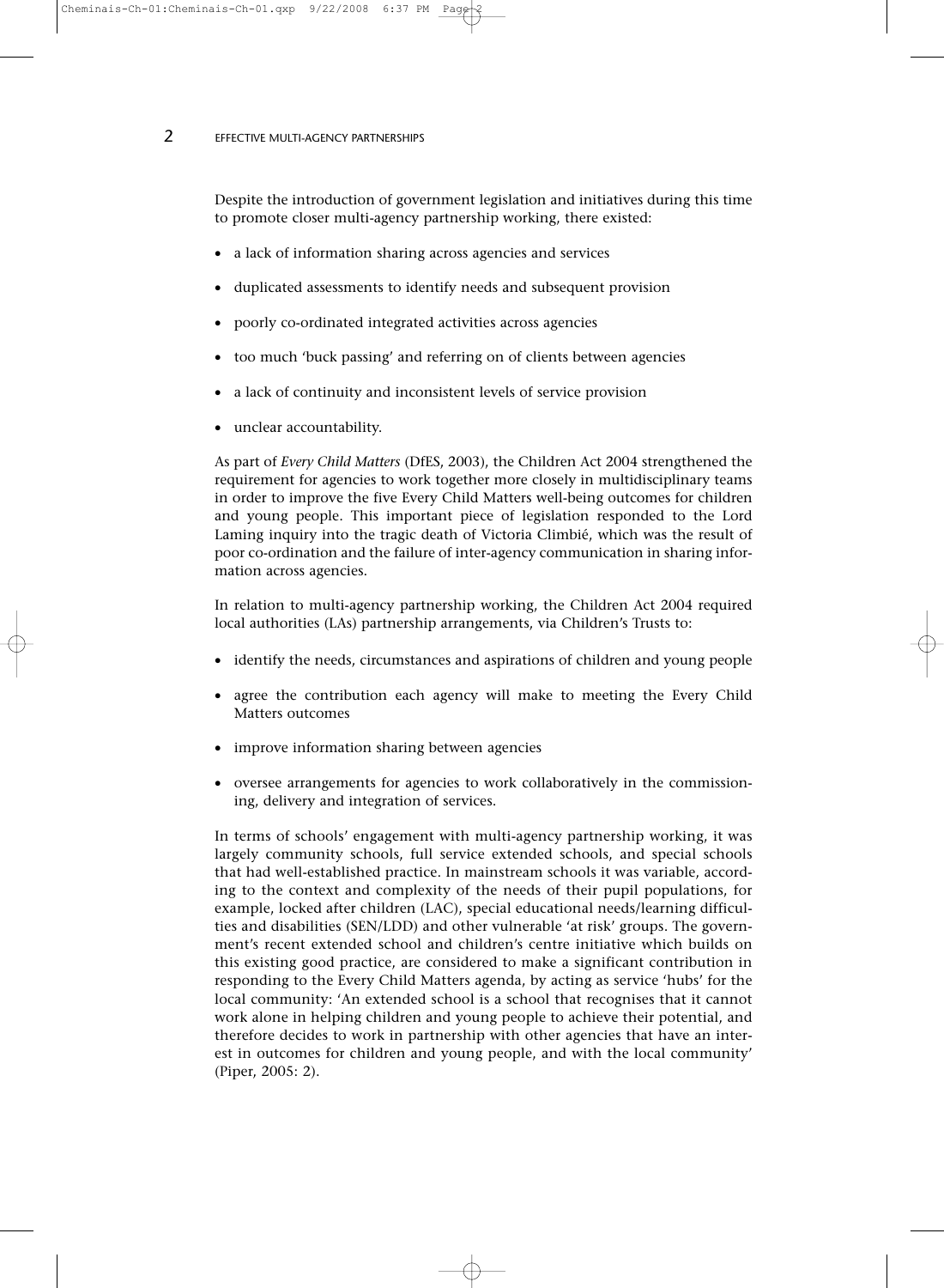Despite the introduction of government legislation and initiatives during this time to promote closer multi-agency partnership working, there existed:

- a lack of information sharing across agencies and services
- duplicated assessments to identify needs and subsequent provision
- poorly co-ordinated integrated activities across agencies
- too much 'buck passing' and referring on of clients between agencies
- a lack of continuity and inconsistent levels of service provision
- unclear accountability.

As part of *Every Child Matters* (DfES, 2003), the Children Act 2004 strengthened the requirement for agencies to work together more closely in multidisciplinary teams in order to improve the five Every Child Matters well-being outcomes for children and young people. This important piece of legislation responded to the Lord Laming inquiry into the tragic death of Victoria Climbié, which was the result of poor co-ordination and the failure of inter-agency communication in sharing information across agencies.

In relation to multi-agency partnership working, the Children Act 2004 required local authorities (LAs) partnership arrangements, via Children's Trusts to:

- identify the needs, circumstances and aspirations of children and young people
- agree the contribution each agency will make to meeting the Every Child Matters outcomes
- improve information sharing between agencies
- oversee arrangements for agencies to work collaboratively in the commissioning, delivery and integration of services.

In terms of schools' engagement with multi-agency partnership working, it was largely community schools, full service extended schools, and special schools that had well-established practice. In mainstream schools it was variable, according to the context and complexity of the needs of their pupil populations, for example, locked after children (LAC), special educational needs/learning difficulties and disabilities (SEN/LDD) and other vulnerable 'at risk' groups. The government's recent extended school and children's centre initiative which builds on this existing good practice, are considered to make a significant contribution in responding to the Every Child Matters agenda, by acting as service 'hubs' for the local community: 'An extended school is a school that recognises that it cannot work alone in helping children and young people to achieve their potential, and therefore decides to work in partnership with other agencies that have an interest in outcomes for children and young people, and with the local community' (Piper, 2005: 2).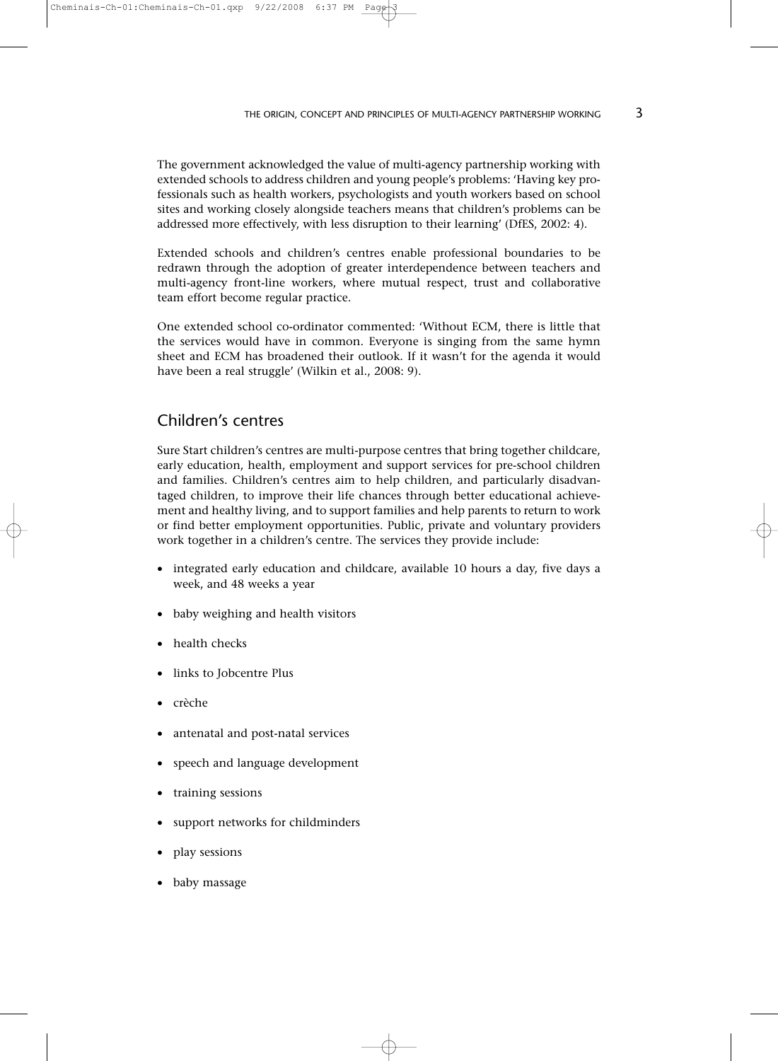The government acknowledged the value of multi-agency partnership working with extended schools to address children and young people's problems: 'Having key professionals such as health workers, psychologists and youth workers based on school sites and working closely alongside teachers means that children's problems can be addressed more effectively, with less disruption to their learning' (DfES, 2002: 4).

Extended schools and children's centres enable professional boundaries to be redrawn through the adoption of greater interdependence between teachers and multi-agency front-line workers, where mutual respect, trust and collaborative team effort become regular practice.

One extended school co-ordinator commented: 'Without ECM, there is little that the services would have in common. Everyone is singing from the same hymn sheet and ECM has broadened their outlook. If it wasn't for the agenda it would have been a real struggle' (Wilkin et al., 2008: 9).

## Children's centres

Sure Start children's centres are multi-purpose centres that bring together childcare, early education, health, employment and support services for pre-school children and families. Children's centres aim to help children, and particularly disadvantaged children, to improve their life chances through better educational achievement and healthy living, and to support families and help parents to return to work or find better employment opportunities. Public, private and voluntary providers work together in a children's centre. The services they provide include:

- integrated early education and childcare, available 10 hours a day, five days a week, and 48 weeks a year
- baby weighing and health visitors
- health checks
- links to Jobcentre Plus
- crèche
- antenatal and post-natal services
- speech and language development
- training sessions
- support networks for childminders
- play sessions
- baby massage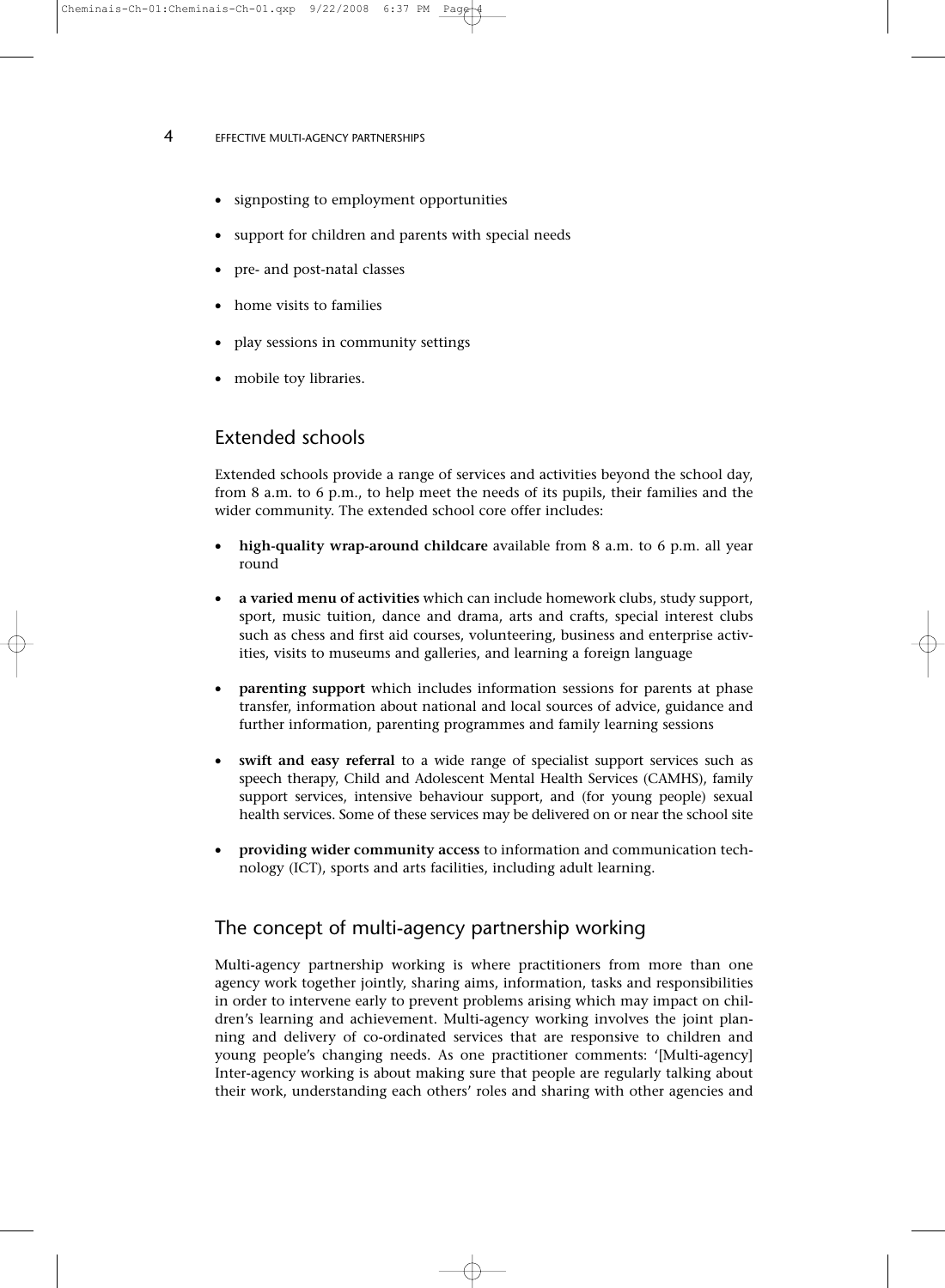- signposting to employment opportunities
- support for children and parents with special needs
- pre- and post-natal classes
- home visits to families
- play sessions in community settings
- mobile toy libraries.

## Extended schools

Extended schools provide a range of services and activities beyond the school day, from 8 a.m. to 6 p.m., to help meet the needs of its pupils, their families and the wider community. The extended school core offer includes:

- **high-quality wrap-around childcare** available from 8 a.m. to 6 p.m. all year round
- **a varied menu of activities** which can include homework clubs, study support, sport, music tuition, dance and drama, arts and crafts, special interest clubs such as chess and first aid courses, volunteering, business and enterprise activities, visits to museums and galleries, and learning a foreign language
- **parenting support** which includes information sessions for parents at phase transfer, information about national and local sources of advice, guidance and further information, parenting programmes and family learning sessions
- **swift and easy referral** to a wide range of specialist support services such as speech therapy, Child and Adolescent Mental Health Services (CAMHS), family support services, intensive behaviour support, and (for young people) sexual health services. Some of these services may be delivered on or near the school site
- **providing wider community access** to information and communication technology (ICT), sports and arts facilities, including adult learning.

## The concept of multi-agency partnership working

Multi-agency partnership working is where practitioners from more than one agency work together jointly, sharing aims, information, tasks and responsibilities in order to intervene early to prevent problems arising which may impact on children's learning and achievement. Multi-agency working involves the joint planning and delivery of co-ordinated services that are responsive to children and young people's changing needs. As one practitioner comments: '[Multi-agency] Inter-agency working is about making sure that people are regularly talking about their work, understanding each others' roles and sharing with other agencies and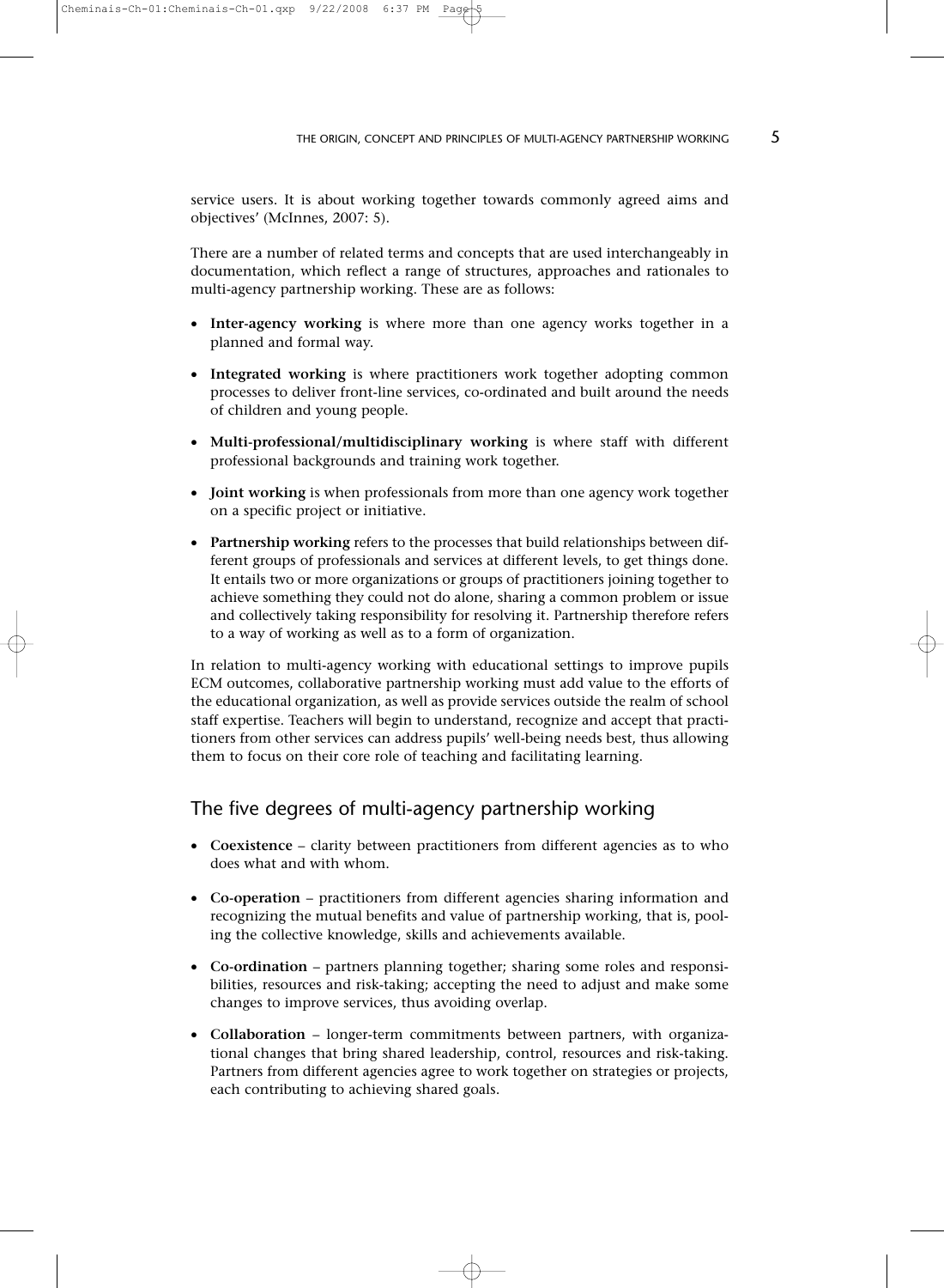service users. It is about working together towards commonly agreed aims and objectives' (McInnes, 2007: 5).

There are a number of related terms and concepts that are used interchangeably in documentation, which reflect a range of structures, approaches and rationales to multi-agency partnership working. These are as follows:

- **Inter-agency working** is where more than one agency works together in a planned and formal way.
- **Integrated working** is where practitioners work together adopting common processes to deliver front-line services, co-ordinated and built around the needs of children and young people.
- **Multi-professional/multidisciplinary working** is where staff with different professional backgrounds and training work together.
- **Joint working** is when professionals from more than one agency work together on a specific project or initiative.
- **Partnership working** refers to the processes that build relationships between different groups of professionals and services at different levels, to get things done. It entails two or more organizations or groups of practitioners joining together to achieve something they could not do alone, sharing a common problem or issue and collectively taking responsibility for resolving it. Partnership therefore refers to a way of working as well as to a form of organization.

In relation to multi-agency working with educational settings to improve pupils ECM outcomes, collaborative partnership working must add value to the efforts of the educational organization, as well as provide services outside the realm of school staff expertise. Teachers will begin to understand, recognize and accept that practitioners from other services can address pupils' well-being needs best, thus allowing them to focus on their core role of teaching and facilitating learning.

## The five degrees of multi-agency partnership working

- **Coexistence** – clarity between practitioners from different agencies as to who does what and with whom.
- **Co-operation** – practitioners from different agencies sharing information and recognizing the mutual benefits and value of partnership working, that is, pooling the collective knowledge, skills and achievements available.
- **Co-ordination** – partners planning together; sharing some roles and responsibilities, resources and risk-taking; accepting the need to adjust and make some changes to improve services, thus avoiding overlap.
- **Collaboration** – longer-term commitments between partners, with organizational changes that bring shared leadership, control, resources and risk-taking. Partners from different agencies agree to work together on strategies or projects, each contributing to achieving shared goals.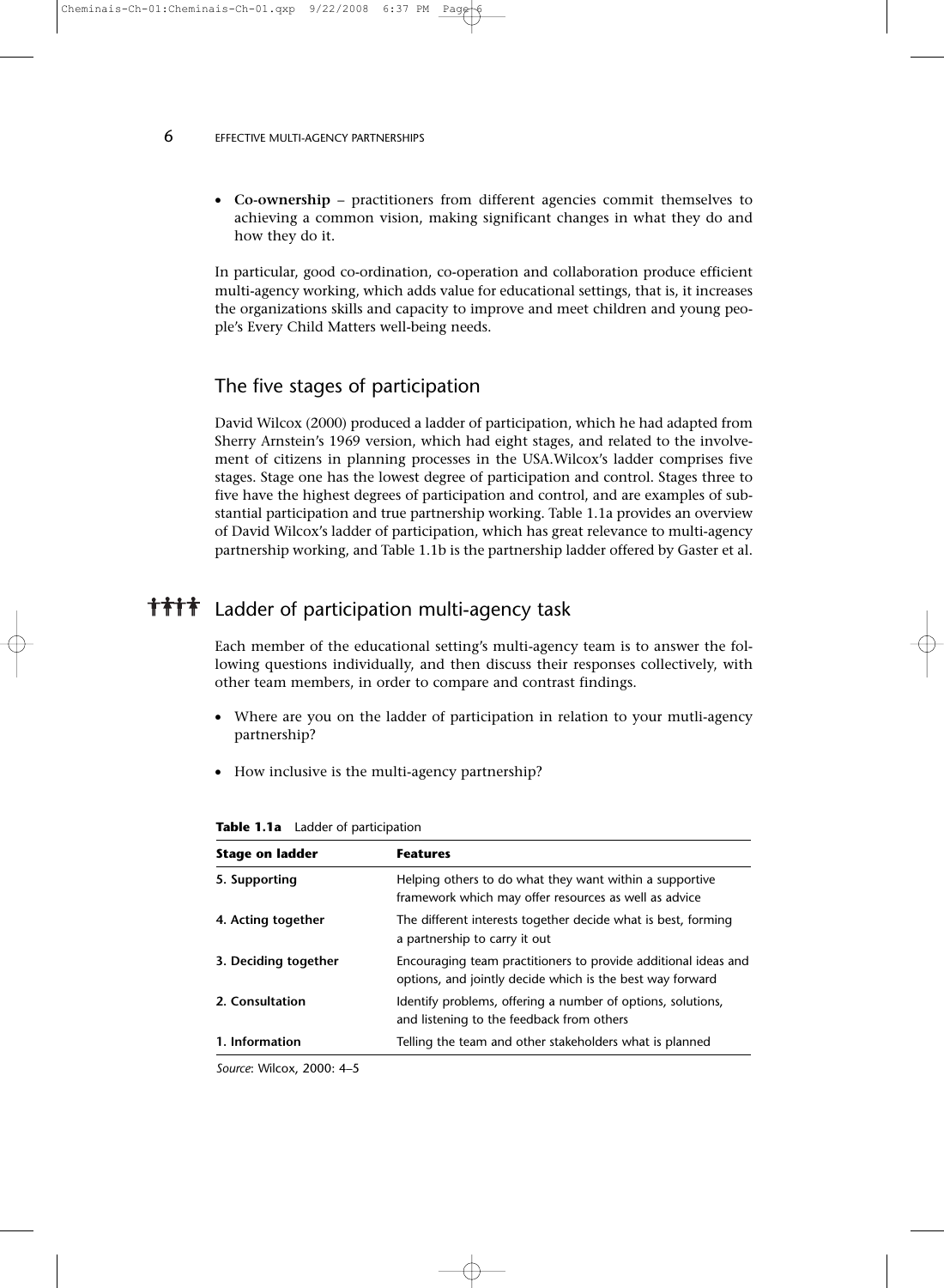- **Co-ownership** – practitioners from different agencies commit themselves to achieving a common vision, making significant changes in what they do and how they do it.

In particular, good co-ordination, co-operation and collaboration produce efficient multi-agency working, which adds value for educational settings, that is, it increases the organizations skills and capacity to improve and meet children and young people's Every Child Matters well-being needs.

## The five stages of participation

David Wilcox (2000) produced a ladder of participation, which he had adapted from Sherry Arnstein's 1969 version, which had eight stages, and related to the involvement of citizens in planning processes in the USA.Wilcox's ladder comprises five stages. Stage one has the lowest degree of participation and control. Stages three to five have the highest degrees of participation and control, and are examples of substantial participation and true partnership working. Table 1.1a provides an overview of David Wilcox's ladder of participation, which has great relevance to multi-agency partnership working, and Table 1.1b is the partnership ladder offered by Gaster et al.

## Ladder of participation multi-agency task

Each member of the educational setting's multi-agency team is to answer the following questions individually, and then discuss their responses collectively, with other team members, in order to compare and contrast findings.

- Where are you on the ladder of participation in relation to your mutli-agency partnership?
- How inclusive is the multi-agency partnership?

**Table 1.1a** Ladder of participation

| Stage on ladder | Features |
|---|---|
| **5. Supporting** | Helping others to do what they want within a supportive framework which may offer resources as well as advice |
| **4. Acting together** | The different interests together decide what is best, forming a partnership to carry it out |
| **3. Deciding together** | Encouraging team practitioners to provide additional ideas and options, and jointly decide which is the best way forward |
| **2. Consultation** | Identify problems, offering a number of options, solutions, and listening to the feedback from others |
| **1. Information** | Telling the team and other stakeholders what is planned |

*Source*: Wilcox, 2000: 4–5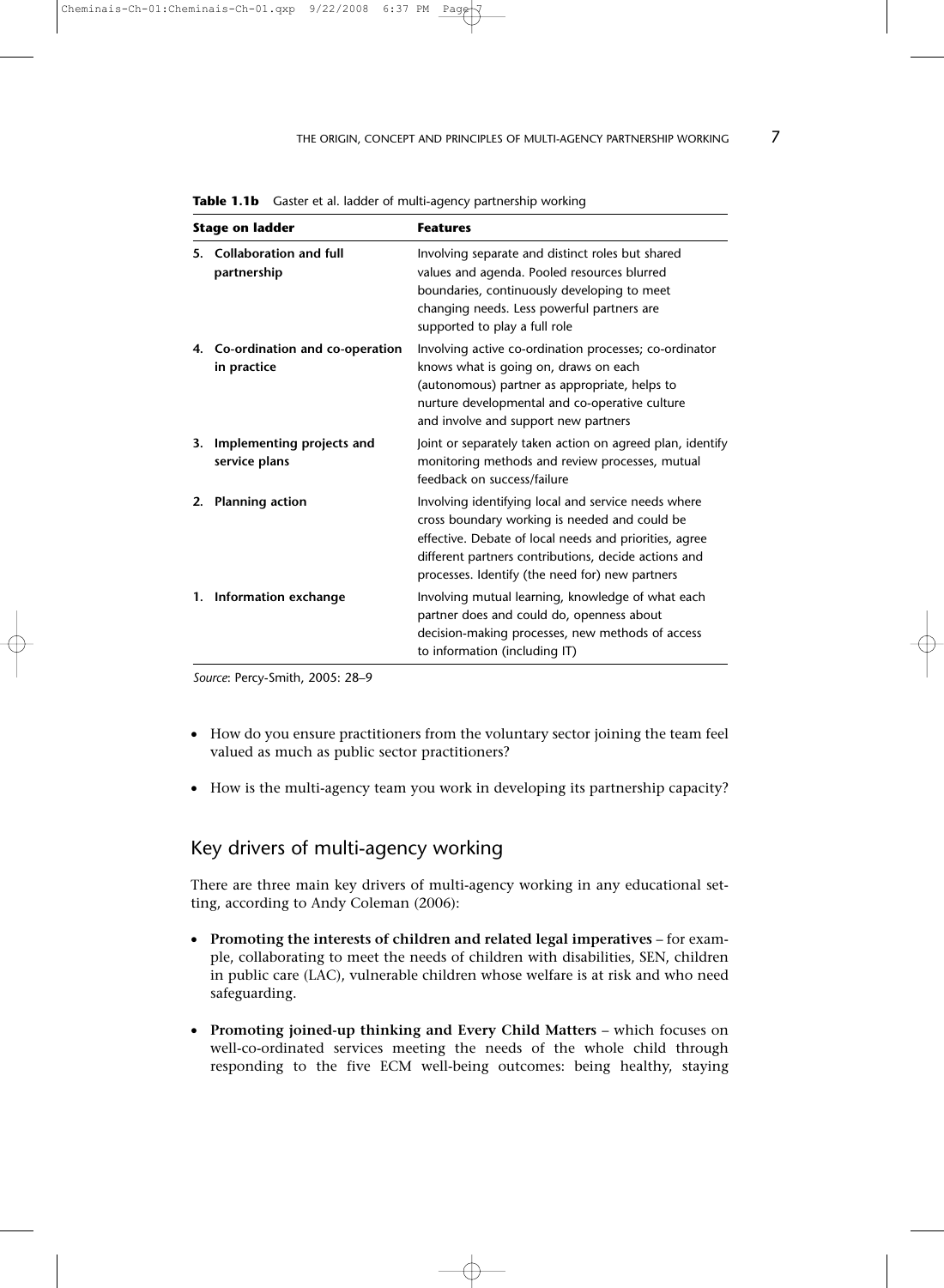**Table 1.1b** Gaster et al. ladder of multi-agency partnership working

| Stage on ladder | Features |
|---|---|
| **5. Collaboration and full partnership** | Involving separate and distinct roles but shared values and agenda. Pooled resources blurred boundaries, continuously developing to meet changing needs. Less powerful partners are supported to play a full role |
| **4. Co-ordination and co-operation in practice** | Involving active co-ordination processes; co-ordinator knows what is going on, draws on each (autonomous) partner as appropriate, helps to nurture developmental and co-operative culture and involve and support new partners |
| **3. Implementing projects and service plans** | Joint or separately taken action on agreed plan, identify monitoring methods and review processes, mutual feedback on success/failure |
| **2. Planning action** | Involving identifying local and service needs where cross boundary working is needed and could be effective. Debate of local needs and priorities, agree different partners contributions, decide actions and processes. Identify (the need for) new partners |
| **1. Information exchange** | Involving mutual learning, knowledge of what each partner does and could do, openness about decision-making processes, new methods of access to information (including IT) |

*Source*: Percy-Smith, 2005: 28–9

- How do you ensure practitioners from the voluntary sector joining the team feel valued as much as public sector practitioners?
- How is the multi-agency team you work in developing its partnership capacity?

## Key drivers of multi-agency working

There are three main key drivers of multi-agency working in any educational setting, according to Andy Coleman (2006):

- **Promoting the interests of children and related legal imperatives** – for example, collaborating to meet the needs of children with disabilities, SEN, children in public care (LAC), vulnerable children whose welfare is at risk and who need safeguarding.
- **Promoting joined-up thinking and Every Child Matters** – which focuses on well-co-ordinated services meeting the needs of the whole child through responding to the five ECM well-being outcomes: being healthy, staying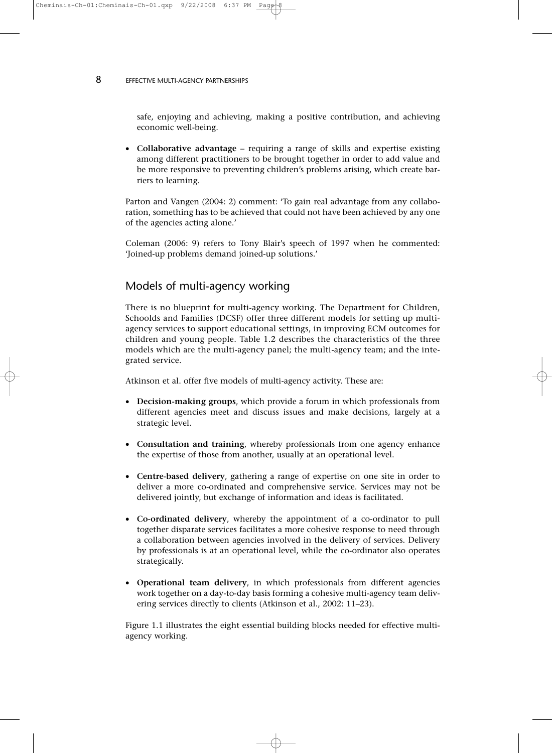safe, enjoying and achieving, making a positive contribution, and achieving economic well-being.

- **Collaborative advantage** – requiring a range of skills and expertise existing among different practitioners to be brought together in order to add value and be more responsive to preventing children's problems arising, which create barriers to learning.

Parton and Vangen (2004: 2) comment: 'To gain real advantage from any collaboration, something has to be achieved that could not have been achieved by any one of the agencies acting alone.'

Coleman (2006: 9) refers to Tony Blair's speech of 1997 when he commented: 'Joined-up problems demand joined-up solutions.'

## Models of multi-agency working

There is no blueprint for multi-agency working. The Department for Children, Schoolds and Families (DCSF) offer three different models for setting up multi-agency services to support educational settings, in improving ECM outcomes for children and young people. Table 1.2 describes the characteristics of the three models which are the multi-agency panel; the multi-agency team; and the integrated service.

Atkinson et al. offer five models of multi-agency activity. These are:

- **Decision-making groups**, which provide a forum in which professionals from different agencies meet and discuss issues and make decisions, largely at a strategic level.

- **Consultation and training**, whereby professionals from one agency enhance the expertise of those from another, usually at an operational level.

- **Centre-based delivery**, gathering a range of expertise on one site in order to deliver a more co-ordinated and comprehensive service. Services may not be delivered jointly, but exchange of information and ideas is facilitated.

- **Co-ordinated delivery**, whereby the appointment of a co-ordinator to pull together disparate services facilitates a more cohesive response to need through a collaboration between agencies involved in the delivery of services. Delivery by professionals is at an operational level, while the co-ordinator also operates strategically.

- **Operational team delivery**, in which professionals from different agencies work together on a day-to-day basis forming a cohesive multi-agency team delivering services directly to clients (Atkinson et al., 2002: 11–23).

Figure 1.1 illustrates the eight essential building blocks needed for effective multi-agency working.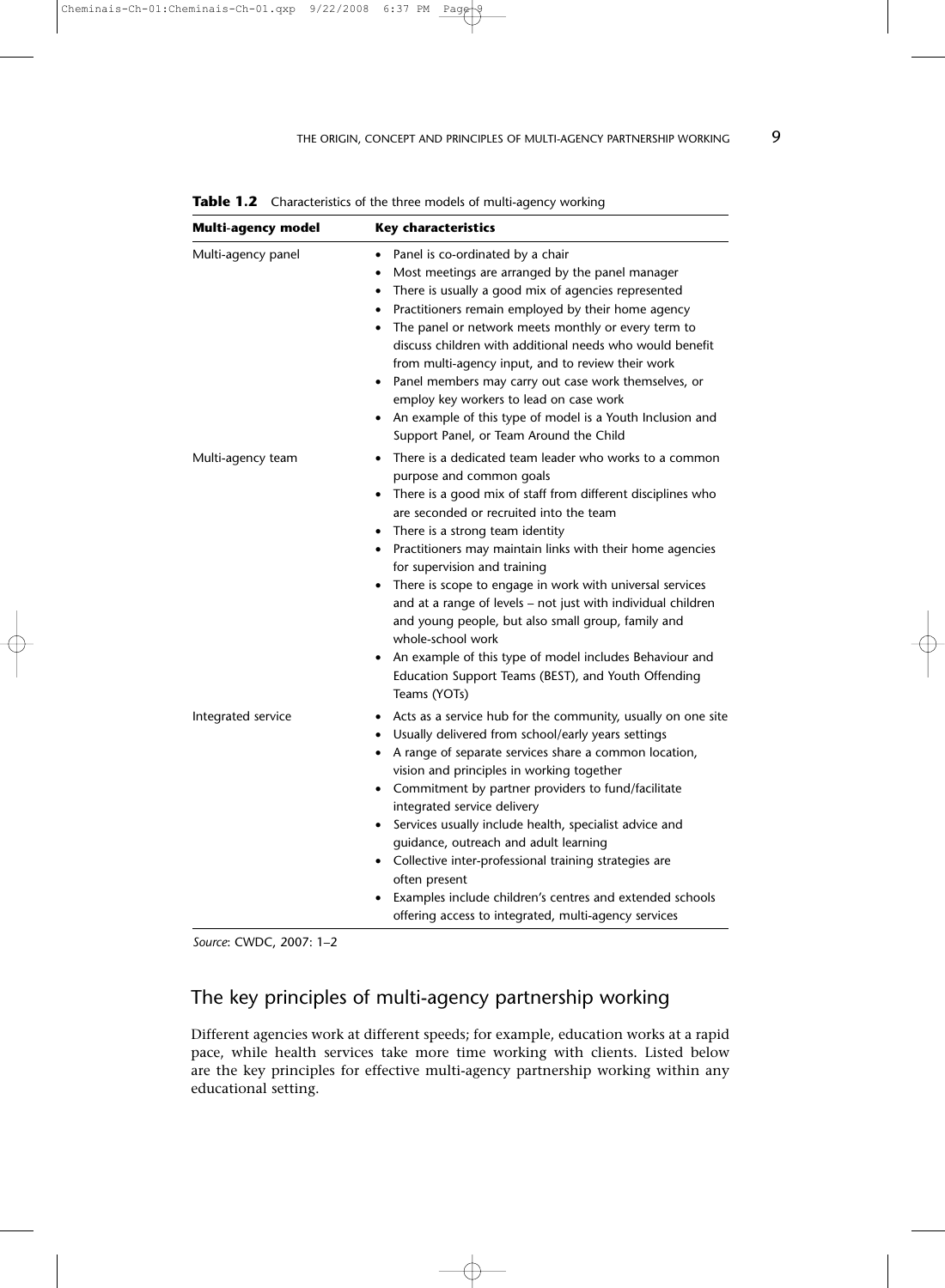**Table 1.2** Characteristics of the three models of multi-agency working

| Multi-agency model | Key characteristics |
|---|---|
| Multi-agency panel | • Panel is co-ordinated by a chair<br>• Most meetings are arranged by the panel manager<br>• There is usually a good mix of agencies represented<br>• Practitioners remain employed by their home agency<br>• The panel or network meets monthly or every term to discuss children with additional needs who would benefit from multi-agency input, and to review their work<br>• Panel members may carry out case work themselves, or employ key workers to lead on case work<br>• An example of this type of model is a Youth Inclusion and Support Panel, or Team Around the Child |
| Multi-agency team | • There is a dedicated team leader who works to a common purpose and common goals<br>• There is a good mix of staff from different disciplines who are seconded or recruited into the team<br>• There is a strong team identity<br>• Practitioners may maintain links with their home agencies for supervision and training<br>• There is scope to engage in work with universal services and at a range of levels – not just with individual children and young people, but also small group, family and whole-school work<br>• An example of this type of model includes Behaviour and Education Support Teams (BEST), and Youth Offending Teams (YOTs) |
| Integrated service | • Acts as a service hub for the community, usually on one site<br>• Usually delivered from school/early years settings<br>• A range of separate services share a common location, vision and principles in working together<br>• Commitment by partner providers to fund/facilitate integrated service delivery<br>• Services usually include health, specialist advice and guidance, outreach and adult learning<br>• Collective inter-professional training strategies are often present<br>• Examples include children's centres and extended schools offering access to integrated, multi-agency services |

*Source*: CWDC, 2007: 1–2

## The key principles of multi-agency partnership working

Different agencies work at different speeds; for example, education works at a rapid pace, while health services take more time working with clients. Listed below are the key principles for effective multi-agency partnership working within any educational setting.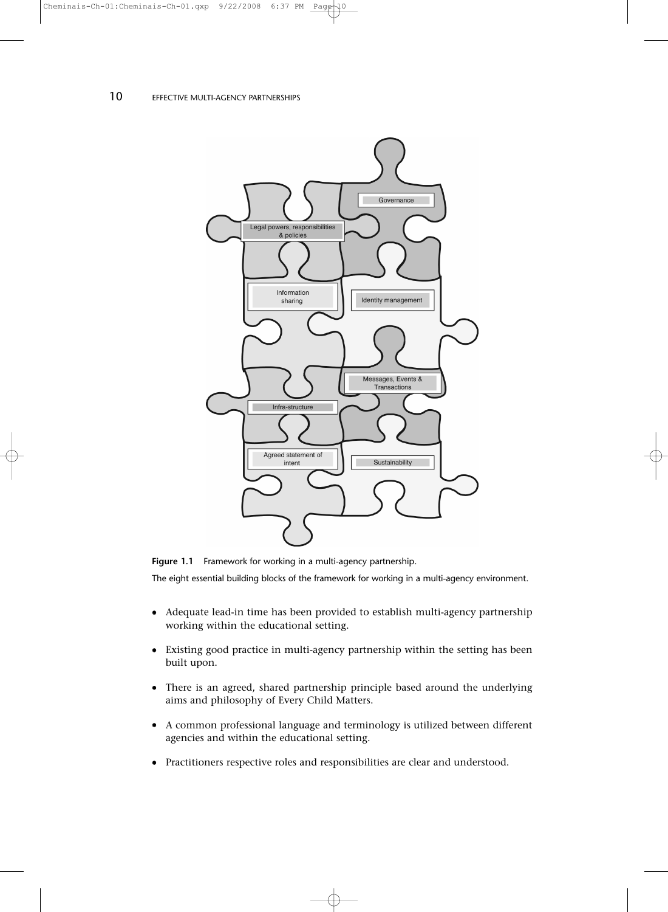**Figure 1.1** Framework for working in a multi-agency partnership.

The eight essential building blocks of the framework for working in a multi-agency environment.

- Adequate lead-in time has been provided to establish multi-agency partnership working within the educational setting.
- Existing good practice in multi-agency partnership within the setting has been built upon.
- There is an agreed, shared partnership principle based around the underlying aims and philosophy of Every Child Matters.
- A common professional language and terminology is utilized between different agencies and within the educational setting.
- Practitioners respective roles and responsibilities are clear and understood.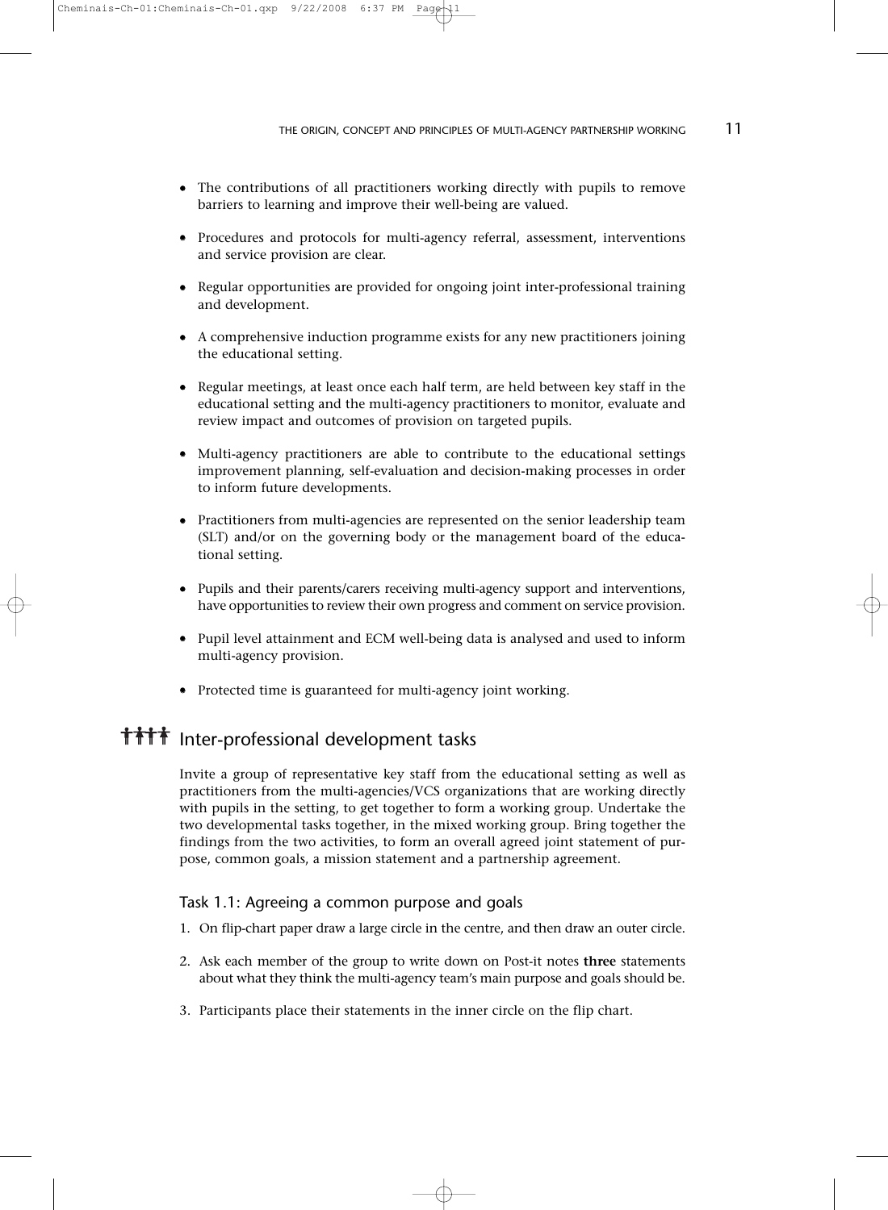- The contributions of all practitioners working directly with pupils to remove barriers to learning and improve their well-being are valued.
- Procedures and protocols for multi-agency referral, assessment, interventions and service provision are clear.
- Regular opportunities are provided for ongoing joint inter-professional training and development.
- A comprehensive induction programme exists for any new practitioners joining the educational setting.
- Regular meetings, at least once each half term, are held between key staff in the educational setting and the multi-agency practitioners to monitor, evaluate and review impact and outcomes of provision on targeted pupils.
- Multi-agency practitioners are able to contribute to the educational settings improvement planning, self-evaluation and decision-making processes in order to inform future developments.
- Practitioners from multi-agencies are represented on the senior leadership team (SLT) and/or on the governing body or the management board of the educational setting.
- Pupils and their parents/carers receiving multi-agency support and interventions, have opportunities to review their own progress and comment on service provision.
- Pupil level attainment and ECM well-being data is analysed and used to inform multi-agency provision.
- Protected time is guaranteed for multi-agency joint working.

## Inter-professional development tasks

Invite a group of representative key staff from the educational setting as well as practitioners from the multi-agencies/VCS organizations that are working directly with pupils in the setting, to get together to form a working group. Undertake the two developmental tasks together, in the mixed working group. Bring together the findings from the two activities, to form an overall agreed joint statement of purpose, common goals, a mission statement and a partnership agreement.

### Task 1.1: Agreeing a common purpose and goals

1. On flip-chart paper draw a large circle in the centre, and then draw an outer circle.
2. Ask each member of the group to write down on Post-it notes **three** statements about what they think the multi-agency team's main purpose and goals should be.
3. Participants place their statements in the inner circle on the flip chart.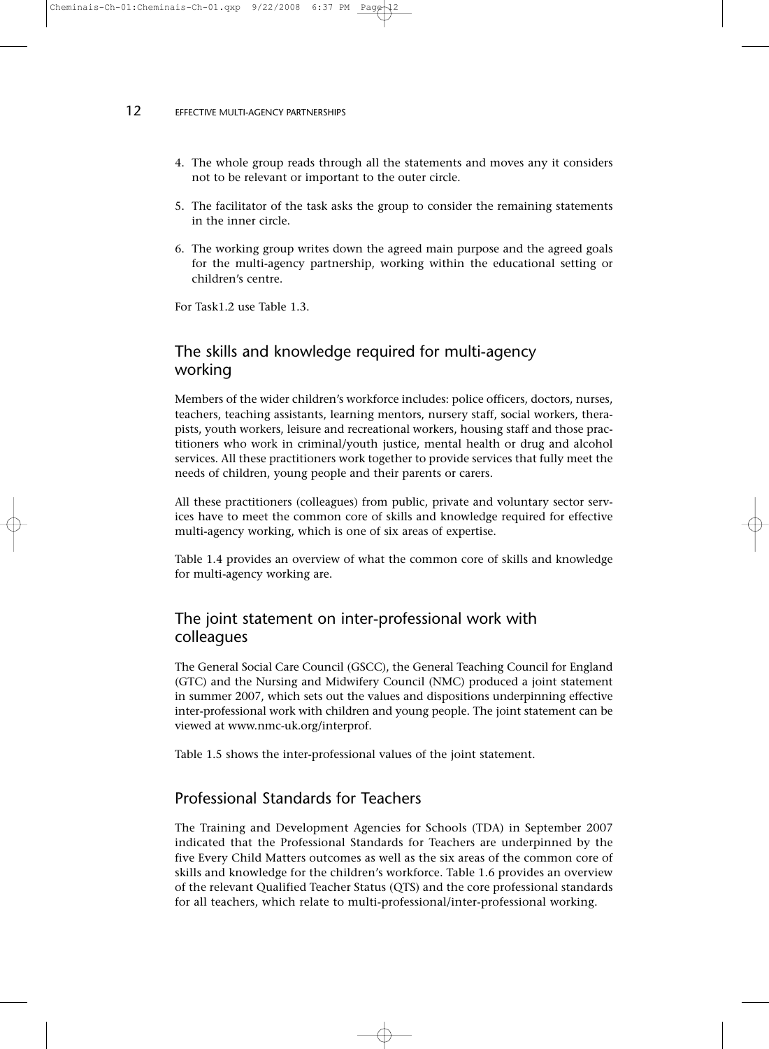4. The whole group reads through all the statements and moves any it considers not to be relevant or important to the outer circle.

5. The facilitator of the task asks the group to consider the remaining statements in the inner circle.

6. The working group writes down the agreed main purpose and the agreed goals for the multi-agency partnership, working within the educational setting or children's centre.

For Task1.2 use Table 1.3.

## The skills and knowledge required for multi-agency working

Members of the wider children's workforce includes: police officers, doctors, nurses, teachers, teaching assistants, learning mentors, nursery staff, social workers, therapists, youth workers, leisure and recreational workers, housing staff and those practitioners who work in criminal/youth justice, mental health or drug and alcohol services. All these practitioners work together to provide services that fully meet the needs of children, young people and their parents or carers.

All these practitioners (colleagues) from public, private and voluntary sector services have to meet the common core of skills and knowledge required for effective multi-agency working, which is one of six areas of expertise.

Table 1.4 provides an overview of what the common core of skills and knowledge for multi-agency working are.

## The joint statement on inter-professional work with colleagues

The General Social Care Council (GSCC), the General Teaching Council for England (GTC) and the Nursing and Midwifery Council (NMC) produced a joint statement in summer 2007, which sets out the values and dispositions underpinning effective inter-professional work with children and young people. The joint statement can be viewed at www.nmc-uk.org/interprof.

Table 1.5 shows the inter-professional values of the joint statement.

## Professional Standards for Teachers

The Training and Development Agencies for Schools (TDA) in September 2007 indicated that the Professional Standards for Teachers are underpinned by the five Every Child Matters outcomes as well as the six areas of the common core of skills and knowledge for the children's workforce. Table 1.6 provides an overview of the relevant Qualified Teacher Status (QTS) and the core professional standards for all teachers, which relate to multi-professional/inter-professional working.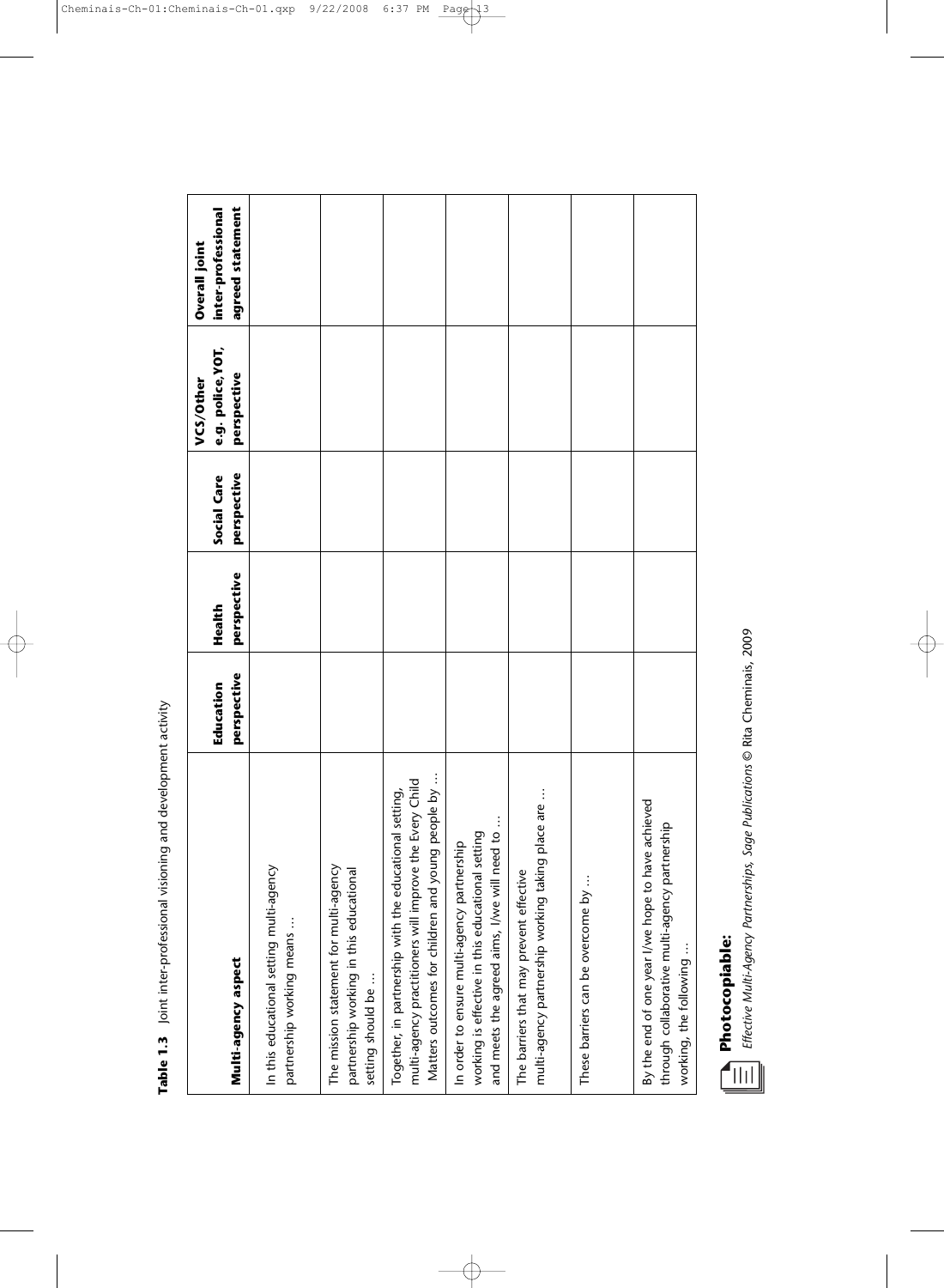**Table 1.3** Joint inter-professional visioning and development activity

| Multi-agency aspect | Education perspective | Health perspective | Social Care perspective | VCS/Other e.g. police, YOT, perspective | Overall joint inter-professional agreed statement |
|---|---|---|---|---|---|
| In this educational setting multi-agency partnership working means … | | | | | |
| The mission statement for multi-agency partnership working in this educational setting should be … | | | | | |
| Together, in partnership with the educational setting, multi-agency practitioners will improve the Every Child Matters outcomes for children and young people by … | | | | | |
| In order to ensure multi-agency partnership working is effective in this educational setting and meets the agreed aims, I/we will need to … | | | | | |
| The barriers that may prevent effective multi-agency partnership working taking place are … | | | | | |
| These barriers can be overcome by … | | | | | |
| By the end of one year I/we hope to have achieved through collaborative multi-agency partnership working, the following … | | | | | |

**Photocopiable:**
*Effective Multi-Agency Partnerships, Sage Publications* © Rita Cheminais, 2009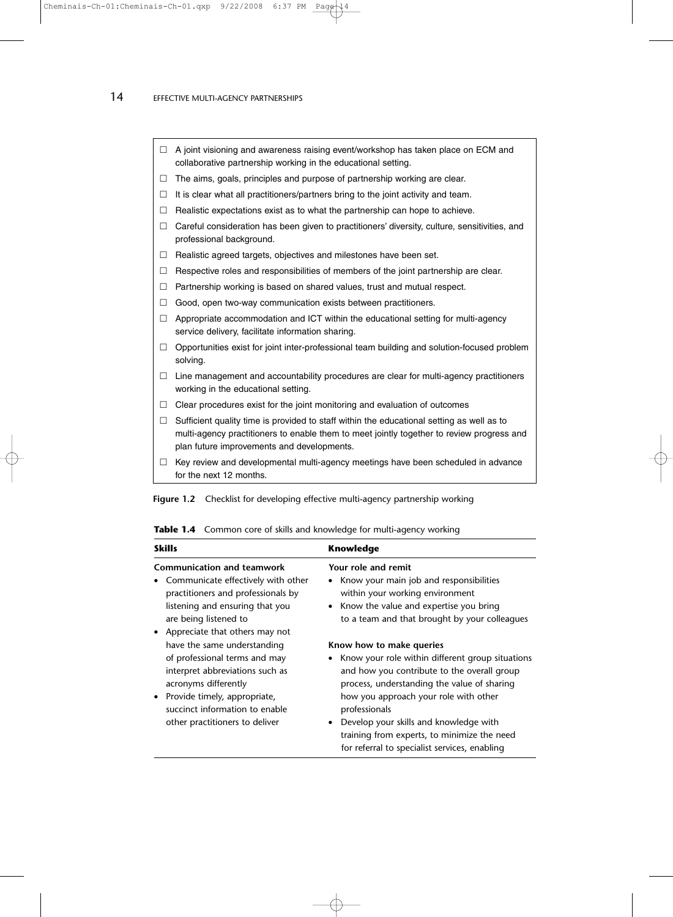- ☐ A joint visioning and awareness raising event/workshop has taken place on ECM and collaborative partnership working in the educational setting.
- ☐ The aims, goals, principles and purpose of partnership working are clear.
- ☐ It is clear what all practitioners/partners bring to the joint activity and team.
- ☐ Realistic expectations exist as to what the partnership can hope to achieve.
- ☐ Careful consideration has been given to practitioners' diversity, culture, sensitivities, and professional background.
- ☐ Realistic agreed targets, objectives and milestones have been set.
- ☐ Respective roles and responsibilities of members of the joint partnership are clear.
- ☐ Partnership working is based on shared values, trust and mutual respect.
- ☐ Good, open two-way communication exists between practitioners.
- ☐ Appropriate accommodation and ICT within the educational setting for multi-agency service delivery, facilitate information sharing.
- ☐ Opportunities exist for joint inter-professional team building and solution-focused problem solving.
- ☐ Line management and accountability procedures are clear for multi-agency practitioners working in the educational setting.
- ☐ Clear procedures exist for the joint monitoring and evaluation of outcomes
- ☐ Sufficient quality time is provided to staff within the educational setting as well as to multi-agency practitioners to enable them to meet jointly together to review progress and plan future improvements and developments.
- ☐ Key review and developmental multi-agency meetings have been scheduled in advance for the next 12 months.

**Figure 1.2** Checklist for developing effective multi-agency partnership working

**Table 1.4** Common core of skills and knowledge for multi-agency working

| Skills | Knowledge |
|---|---|
| **Communication and teamwork**<br>• Communicate effectively with other practitioners and professionals by listening and ensuring that you are being listened to<br>• Appreciate that others may not have the same understanding of professional terms and may interpret abbreviations such as acronyms differently<br>• Provide timely, appropriate, succinct information to enable other practitioners to deliver | **Your role and remit**<br>• Know your main job and responsibilities within your working environment<br>• Know the value and expertise you bring to a team and that brought by your colleagues<br><br>**Know how to make queries**<br>• Know your role within different group situations and how you contribute to the overall group process, understanding the value of sharing how you approach your role with other professionals<br>• Develop your skills and knowledge with training from experts, to minimize the need for referral to specialist services, enabling |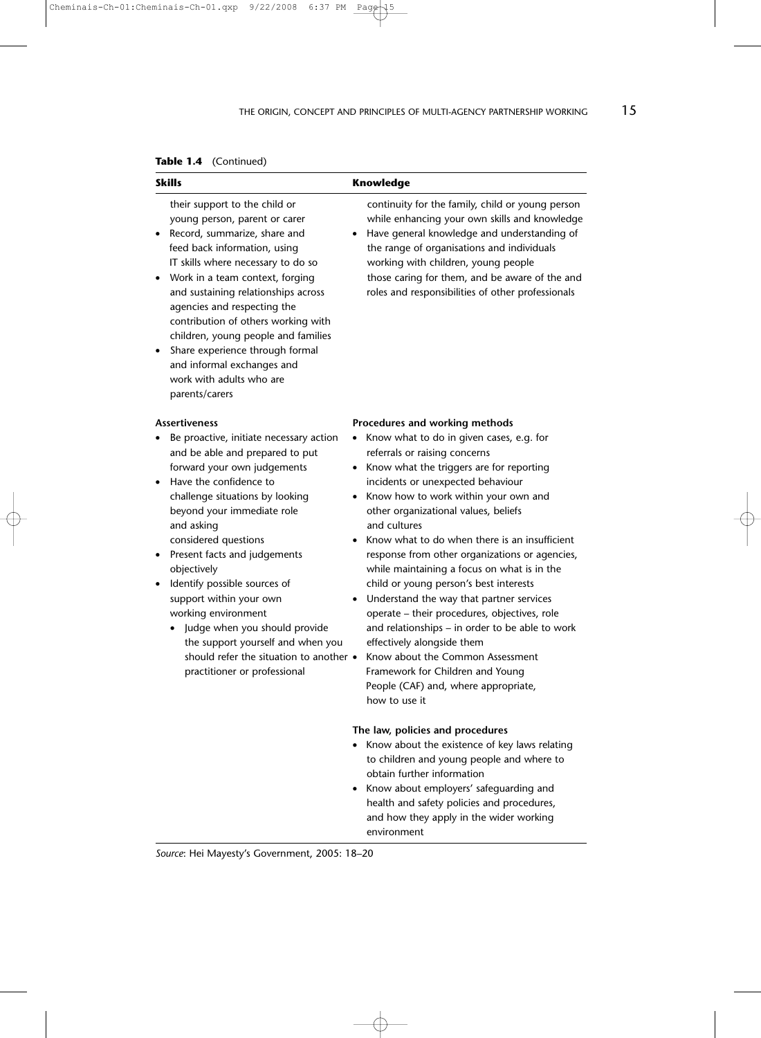**Table 1.4** (Continued)

| Skills | Knowledge |
|---|---|
| their support to the child or young person, parent or carer<br>• Record, summarize, share and feed back information, using IT skills where necessary to do so<br>• Work in a team context, forging and sustaining relationships across agencies and respecting the contribution of others working with children, young people and families<br>• Share experience through formal and informal exchanges and work with adults who are parents/carers | continuity for the family, child or young person while enhancing your own skills and knowledge<br>• Have general knowledge and understanding of the range of organisations and individuals working with children, young people those caring for them, and be aware of the and roles and responsibilities of other professionals |
| **Assertiveness**<br>• Be proactive, initiate necessary action and be able and prepared to put forward your own judgements<br>• Have the confidence to challenge situations by looking beyond your immediate role and asking considered questions<br>• Present facts and judgements objectively<br>• Identify possible sources of support within your own working environment<br>  • Judge when you should provide the support yourself and when you should refer the situation to another practitioner or professional | **Procedures and working methods**<br>• Know what to do in given cases, e.g. for referrals or raising concerns<br>• Know what the triggers are for reporting incidents or unexpected behaviour<br>• Know how to work within your own and other organizational values, beliefs and cultures<br>• Know what to do when there is an insufficient response from other organizations or agencies, while maintaining a focus on what is in the child or young person's best interests<br>• Understand the way that partner services operate – their procedures, objectives, role and relationships – in order to be able to work effectively alongside them<br>• Know about the Common Assessment Framework for Children and Young People (CAF) and, where appropriate, how to use it<br><br>**The law, policies and procedures**<br>• Know about the existence of key laws relating to children and young people and where to obtain further information<br>• Know about employers' safeguarding and health and safety policies and procedures, and how they apply in the wider working environment |

*Source*: Hei Mayesty's Government, 2005: 18–20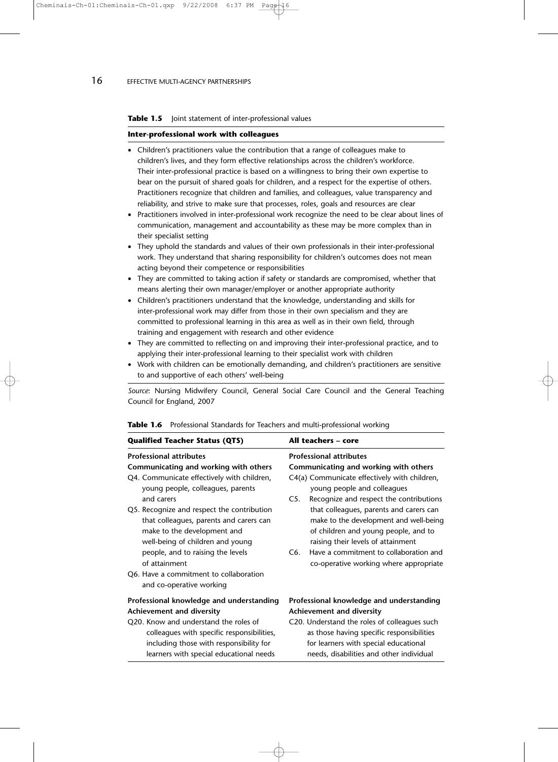**Table 1.5** Joint statement of inter-professional values

| **Inter-professional work with colleagues** |
|---|
| • Children's practitioners value the contribution that a range of colleagues make to children's lives, and they form effective relationships across the children's workforce. Their inter-professional practice is based on a willingness to bring their own expertise to bear on the pursuit of shared goals for children, and a respect for the expertise of others. Practitioners recognize that children and families, and colleagues, value transparency and reliability, and strive to make sure that processes, roles, goals and resources are clear<br>• Practitioners involved in inter-professional work recognize the need to be clear about lines of communication, management and accountability as these may be more complex than in their specialist setting<br>• They uphold the standards and values of their own professionals in their inter-professional work. They understand that sharing responsibility for children's outcomes does not mean acting beyond their competence or responsibilities<br>• They are committed to taking action if safety or standards are compromised, whether that means alerting their own manager/employer or another appropriate authority<br>• Children's practitioners understand that the knowledge, understanding and skills for inter-professional work may differ from those in their own specialism and they are committed to professional learning in this area as well as in their own field, through training and engagement with research and other evidence<br>• They are committed to reflecting on and improving their inter-professional practice, and to applying their inter-professional learning to their specialist work with children<br>• Work with children can be emotionally demanding, and children's practitioners are sensitive to and supportive of each others' well-being |

*Source*: Nursing Midwifery Council, General Social Care Council and the General Teaching Council for England, 2007

**Table 1.6** Professional Standards for Teachers and multi-professional working

| **Qualified Teacher Status (QTS)** | **All teachers – core** |
|---|---|
| **Professional attributes**<br>**Communicating and working with others**<br>Q4. Communicate effectively with children, young people, colleagues, parents and carers<br>Q5. Recognize and respect the contribution that colleagues, parents and carers can make to the development and well-being of children and young people, and to raising the levels of attainment<br>Q6. Have a commitment to collaboration and co-operative working | **Professional attributes**<br>**Communicating and working with others**<br>C4(a) Communicate effectively with children, young people and colleagues<br>C5. Recognize and respect the contributions that colleagues, parents and carers can make to the development and well-being of children and young people, and to raising their levels of attainment<br>C6. Have a commitment to collaboration and co-operative working where appropriate |
| **Professional knowledge and understanding**<br>**Achievement and diversity**<br>Q20. Know and understand the roles of colleagues with specific responsibilities, including those with responsibility for learners with special educational needs | **Professional knowledge and understanding**<br>**Achievement and diversity**<br>C20. Understand the roles of colleagues such as those having specific responsibilities for learners with special educational needs, disabilities and other individual |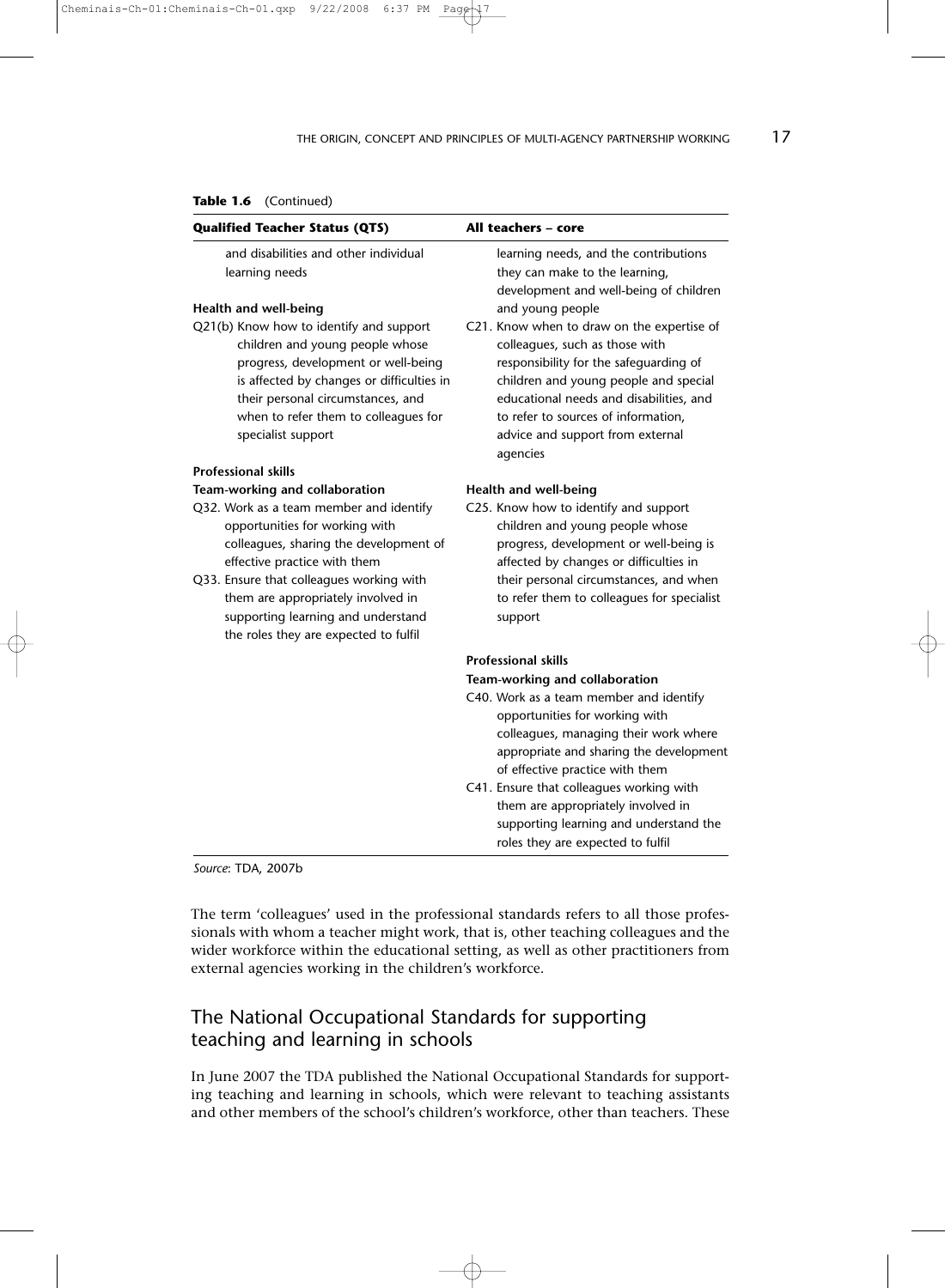**Table 1.6** (Continued)

| Qualified Teacher Status (QTS) | All teachers – core |
|---|---|
| and disabilities and other individual learning needs | learning needs, and the contributions they can make to the learning, development and well-being of children and young people |
| **Health and well-being**<br>Q21(b) Know how to identify and support children and young people whose progress, development or well-being is affected by changes or difficulties in their personal circumstances, and when to refer them to colleagues for specialist support | C21. Know when to draw on the expertise of colleagues, such as those with responsibility for the safeguarding of children and young people and special educational needs and disabilities, and to refer to sources of information, advice and support from external agencies |
| **Professional skills**<br>**Team-working and collaboration**<br>Q32. Work as a team member and identify opportunities for working with colleagues, sharing the development of effective practice with them<br>Q33. Ensure that colleagues working with them are appropriately involved in supporting learning and understand the roles they are expected to fulfil | **Health and well-being**<br>C25. Know how to identify and support children and young people whose progress, development or well-being is affected by changes or difficulties in their personal circumstances, and when to refer them to colleagues for specialist support |
| | **Professional skills**<br>**Team-working and collaboration**<br>C40. Work as a team member and identify opportunities for working with colleagues, managing their work where appropriate and sharing the development of effective practice with them<br>C41. Ensure that colleagues working with them are appropriately involved in supporting learning and understand the roles they are expected to fulfil |

*Source*: TDA, 2007b

The term 'colleagues' used in the professional standards refers to all those professionals with whom a teacher might work, that is, other teaching colleagues and the wider workforce within the educational setting, as well as other practitioners from external agencies working in the children's workforce.

## The National Occupational Standards for supporting teaching and learning in schools

In June 2007 the TDA published the National Occupational Standards for supporting teaching and learning in schools, which were relevant to teaching assistants and other members of the school's children's workforce, other than teachers. These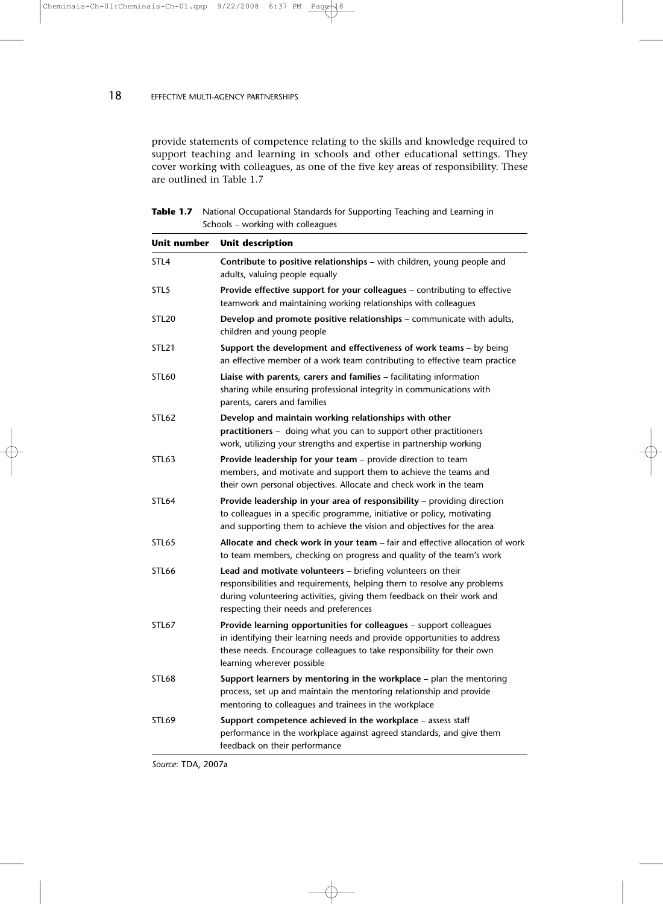provide statements of competence relating to the skills and knowledge required to support teaching and learning in schools and other educational settings. They cover working with colleagues, as one of the five key areas of responsibility. These are outlined in Table 1.7

**Table 1.7** National Occupational Standards for Supporting Teaching and Learning in Schools – working with colleagues

| Unit number | Unit description |
|---|---|
| STL4 | **Contribute to positive relationships** – with children, young people and adults, valuing people equally |
| STL5 | **Provide effective support for your colleagues** – contributing to effective teamwork and maintaining working relationships with colleagues |
| STL20 | **Develop and promote positive relationships** – communicate with adults, children and young people |
| STL21 | **Support the development and effectiveness of work teams** – by being an effective member of a work team contributing to effective team practice |
| STL60 | **Liaise with parents, carers and families** – facilitating information sharing while ensuring professional integrity in communications with parents, carers and families |
| STL62 | **Develop and maintain working relationships with other practitioners** – doing what you can to support other practitioners work, utilizing your strengths and expertise in partnership working |
| STL63 | **Provide leadership for your team** – provide direction to team members, and motivate and support them to achieve the teams and their own personal objectives. Allocate and check work in the team |
| STL64 | **Provide leadership in your area of responsibility** – providing direction to colleagues in a specific programme, initiative or policy, motivating and supporting them to achieve the vision and objectives for the area |
| STL65 | **Allocate and check work in your team** – fair and effective allocation of work to team members, checking on progress and quality of the team's work |
| STL66 | **Lead and motivate volunteers** – briefing volunteers on their responsibilities and requirements, helping them to resolve any problems during volunteering activities, giving them feedback on their work and respecting their needs and preferences |
| STL67 | **Provide learning opportunities for colleagues** – support colleagues in identifying their learning needs and provide opportunities to address these needs. Encourage colleagues to take responsibility for their own learning wherever possible |
| STL68 | **Support learners by mentoring in the workplace** – plan the mentoring process, set up and maintain the mentoring relationship and provide mentoring to colleagues and trainees in the workplace |
| STL69 | **Support competence achieved in the workplace** – assess staff performance in the workplace against agreed standards, and give them feedback on their performance |

*Source*: TDA, 2007a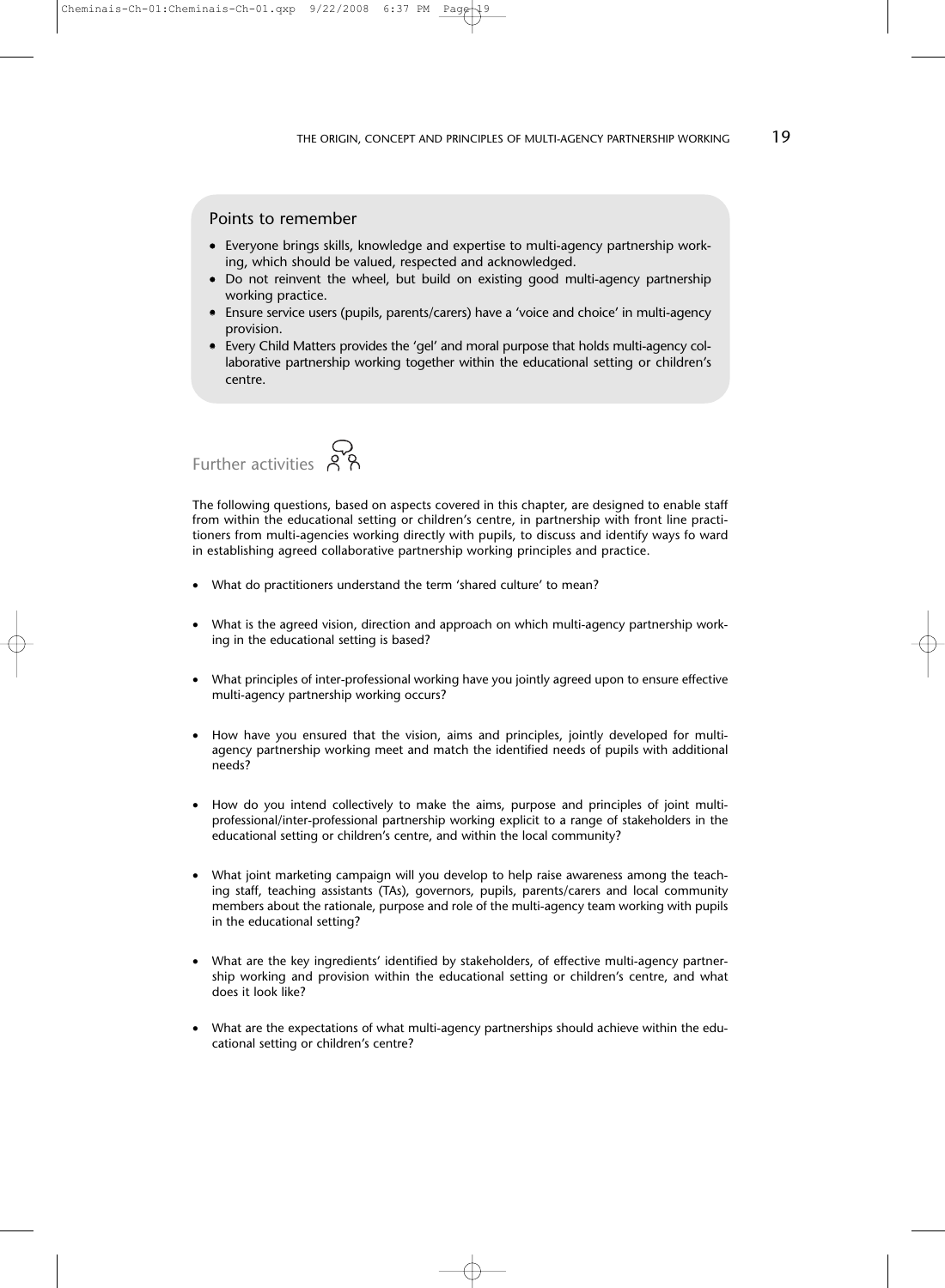## Points to remember

- Everyone brings skills, knowledge and expertise to multi-agency partnership working, which should be valued, respected and acknowledged.
- Do not reinvent the wheel, but build on existing good multi-agency partnership working practice.
- Ensure service users (pupils, parents/carers) have a 'voice and choice' in multi-agency provision.
- Every Child Matters provides the 'gel' and moral purpose that holds multi-agency collaborative partnership working together within the educational setting or children's centre.

## Further activities

The following questions, based on aspects covered in this chapter, are designed to enable staff from within the educational setting or children's centre, in partnership with front line practitioners from multi-agencies working directly with pupils, to discuss and identify ways fo ward in establishing agreed collaborative partnership working principles and practice.

- What do practitioners understand the term 'shared culture' to mean?
- What is the agreed vision, direction and approach on which multi-agency partnership working in the educational setting is based?
- What principles of inter-professional working have you jointly agreed upon to ensure effective multi-agency partnership working occurs?
- How have you ensured that the vision, aims and principles, jointly developed for multi-agency partnership working meet and match the identified needs of pupils with additional needs?
- How do you intend collectively to make the aims, purpose and principles of joint multi-professional/inter-professional partnership working explicit to a range of stakeholders in the educational setting or children's centre, and within the local community?
- What joint marketing campaign will you develop to help raise awareness among the teaching staff, teaching assistants (TAs), governors, pupils, parents/carers and local community members about the rationale, purpose and role of the multi-agency team working with pupils in the educational setting?
- What are the key ingredients' identified by stakeholders, of effective multi-agency partnership working and provision within the educational setting or children's centre, and what does it look like?
- What are the expectations of what multi-agency partnerships should achieve within the educational setting or children's centre?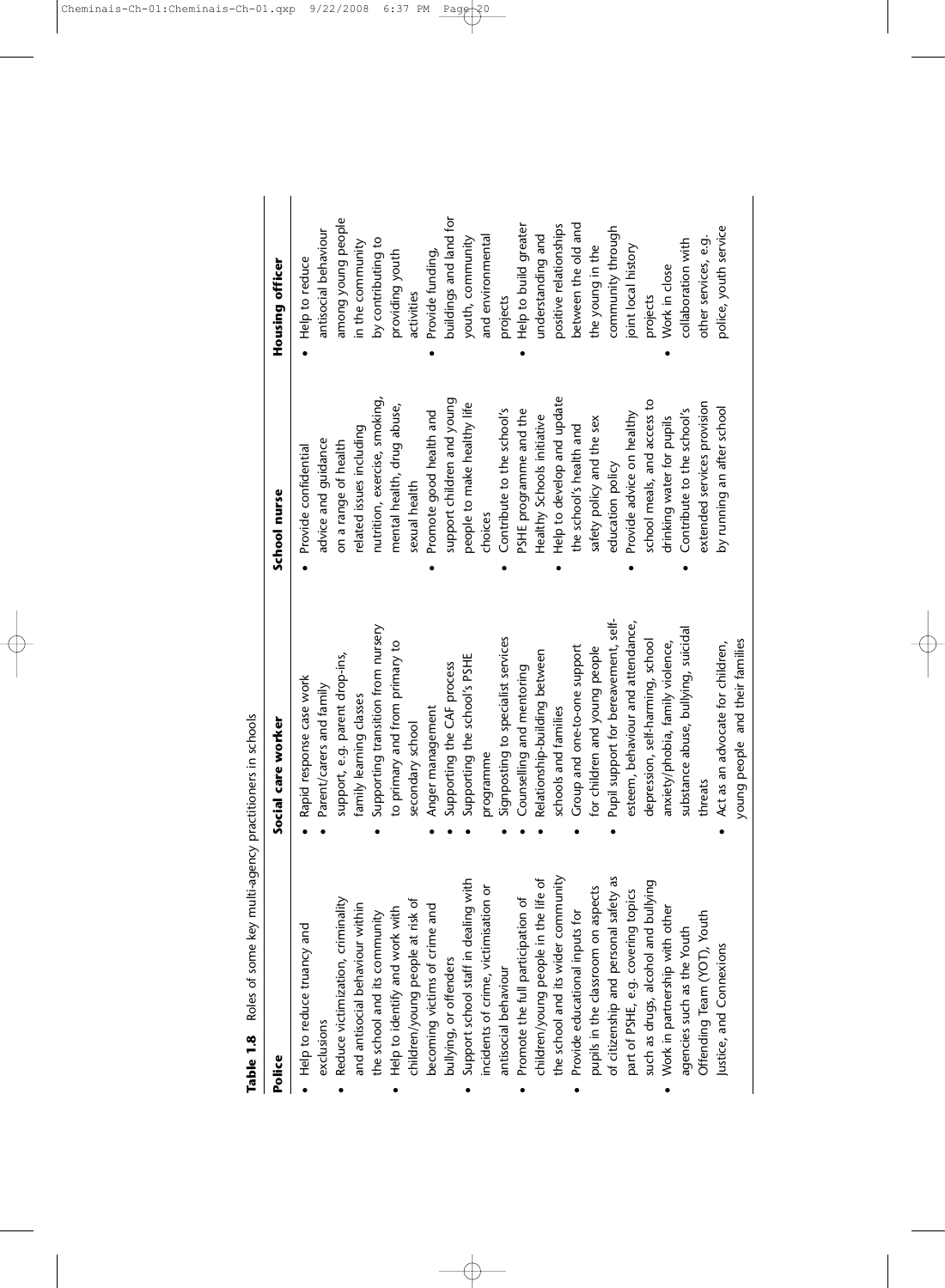**Table 1.8** Roles of some key multi-agency practitioners in schools

| Police | Social care worker | School nurse | Housing officer |
|---|---|---|---|
| • Help to reduce truancy and exclusions<br>• Reduce victimization, criminality and antisocial behaviour within the school and its community<br>• Help to identify and work with children/young people at risk of becoming victims of crime and bullying, or offenders<br>• Support school staff in dealing with incidents of crime, victimisation or antisocial behaviour<br>• Promote the full participation of children/young people in the life of the school and its wider community<br>• Provide educational inputs for pupils in the classroom on aspects of citizenship and personal safety as part of PSHE, e.g. covering topics such as drugs, alcohol and bullying<br>• Work in partnership with other agencies such as the Youth Offending Team (YOT), Youth Justice, and Connexions | • Rapid response case work<br>• Parent/carers and family support, e.g. parent drop-ins, family learning classes<br>• Supporting transition from nursery to primary and from primary to secondary school<br>• Anger management<br>• Supporting the CAF process<br>• Supporting the school's PSHE programme<br>• Signposting to specialist services<br>• Counselling and mentoring<br>• Relationship-building between schools and families<br>• Group and one-to-one support for children and young people<br>• Pupil support for bereavement, self-esteem, behaviour and attendance, depression, self-harming, school anxiety/phobia, family violence, substance abuse, bullying, suicidal threats<br>• Act as an advocate for children, young people and their families | • Provide confidential advice and guidance on a range of health related issues including nutrition, exercise, smoking, mental health, drug abuse, sexual health<br>• Promote good health and support children and young people to make healthy life choices<br>• Contribute to the school's PSHE programme and the Healthy Schools initiative<br>• Help to develop and update the school's health and safety policy and the sex education policy<br>• Provide advice on healthy school meals, and access to drinking water for pupils<br>• Contribute to the school's extended services provision by running an after school | • Help to reduce antisocial behaviour among young people in the community by contributing to providing youth activities<br>• Provide funding, buildings and land for youth, community and environmental projects<br>• Help to build greater understanding and positive relationships between the old and the young in the community through joint local history projects<br>• Work in close collaboration with other services, e.g. police, youth service |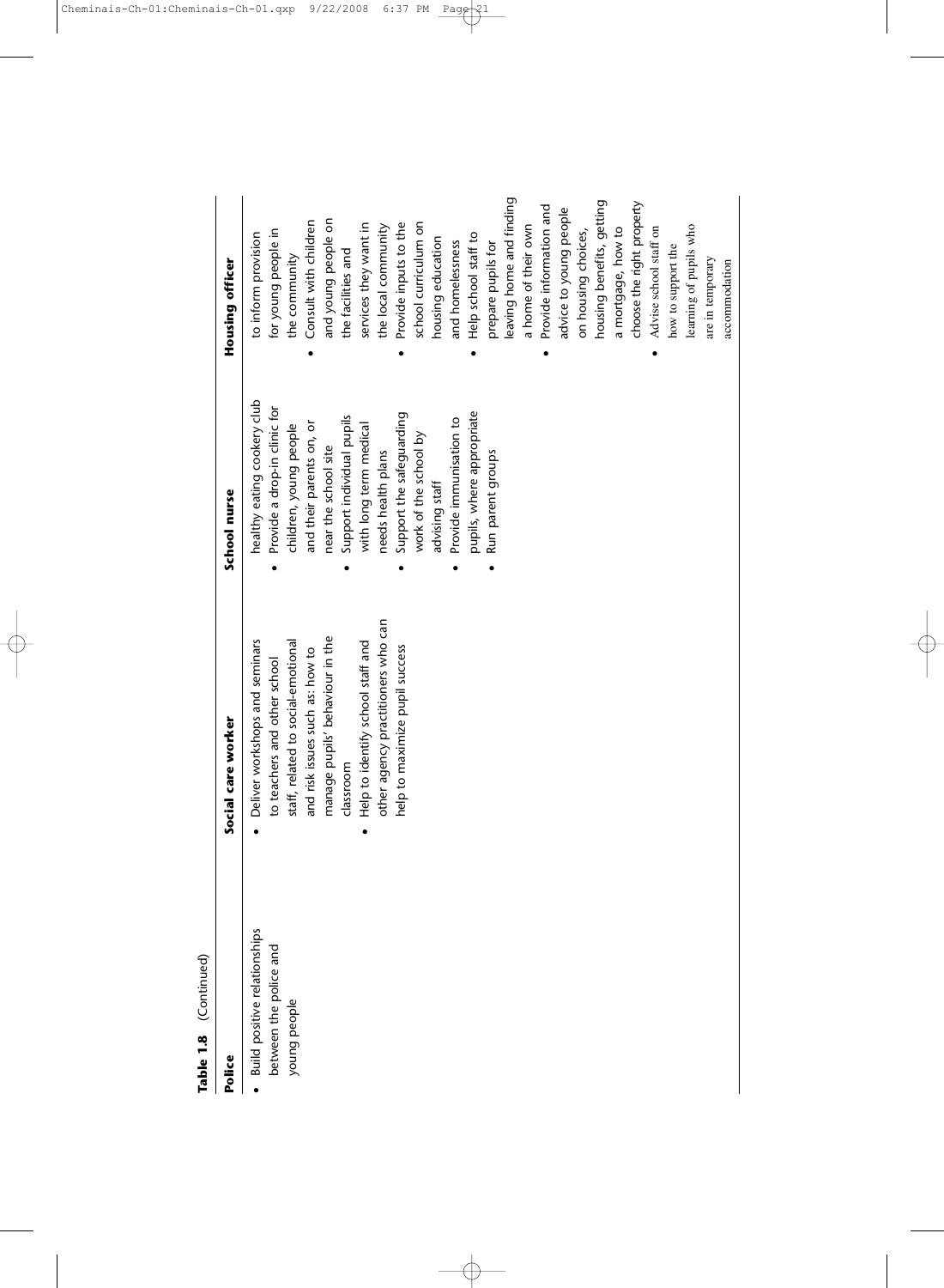**Table 1.8** (Continued)

| Police | Social care worker | School nurse | Housing officer |
|---|---|---|---|
| • Build positive relationships between the police and young people | • Deliver workshops and seminars to teachers and other school staff, related to social-emotional and risk issues such as: how to manage pupils' behaviour in the classroom<br>• Help to identify school staff and other agency practitioners who can help to maximize pupil success | healthy eating cookery club<br>• Provide a drop-in clinic for children, young people and their parents on, or near the school site<br>• Support individual pupils with long term medical needs health plans<br>• Support the safeguarding work of the school by advising staff<br>• Provide immunisation to pupils, where appropriate<br>• Run parent groups | to inform provision for young people in the community<br>• Consult with children and young people on the facilities and services they want in the local community<br>• Provide inputs to the school curriculum on housing education and homelessness<br>• Help school staff to prepare pupils for leaving home and finding a home of their own<br>• Provide information and advice to young people on housing choices, housing benefits, getting a mortgage, how to choose the right property<br>• Advise school staff on how to support the learning of pupils who are in temporary accommodation |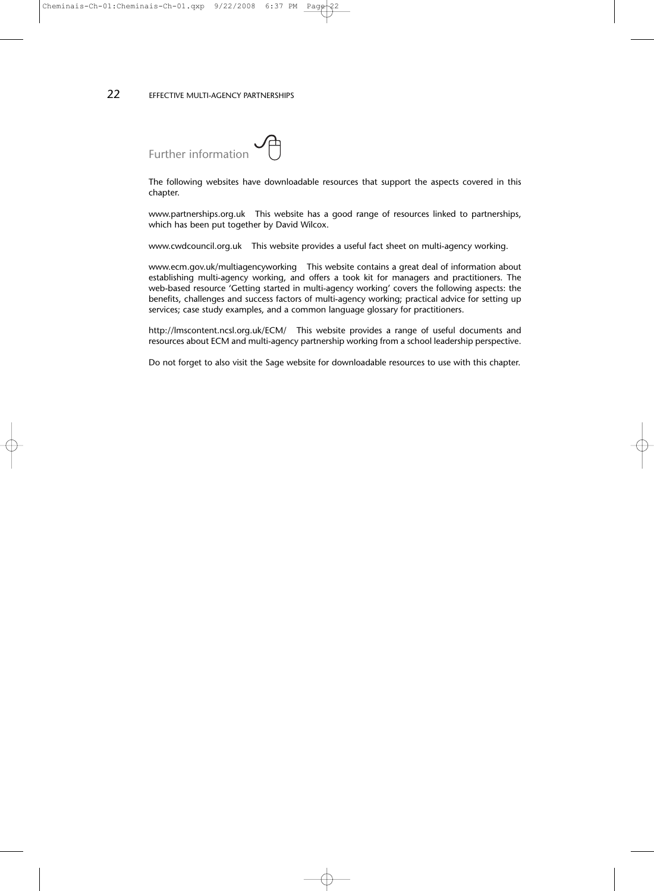## Further information

The following websites have downloadable resources that support the aspects covered in this chapter.

www.partnerships.org.uk This website has a good range of resources linked to partnerships, which has been put together by David Wilcox.

www.cwdcouncil.org.uk This website provides a useful fact sheet on multi-agency working.

www.ecm.gov.uk/multiagencyworking This website contains a great deal of information about establishing multi-agency working, and offers a took kit for managers and practitioners. The web-based resource 'Getting started in multi-agency working' covers the following aspects: the benefits, challenges and success factors of multi-agency working; practical advice for setting up services; case study examples, and a common language glossary for practitioners.

http://lmscontent.ncsl.org.uk/ECM/ This website provides a range of useful documents and resources about ECM and multi-agency partnership working from a school leadership perspective.

Do not forget to also visit the Sage website for downloadable resources to use with this chapter.